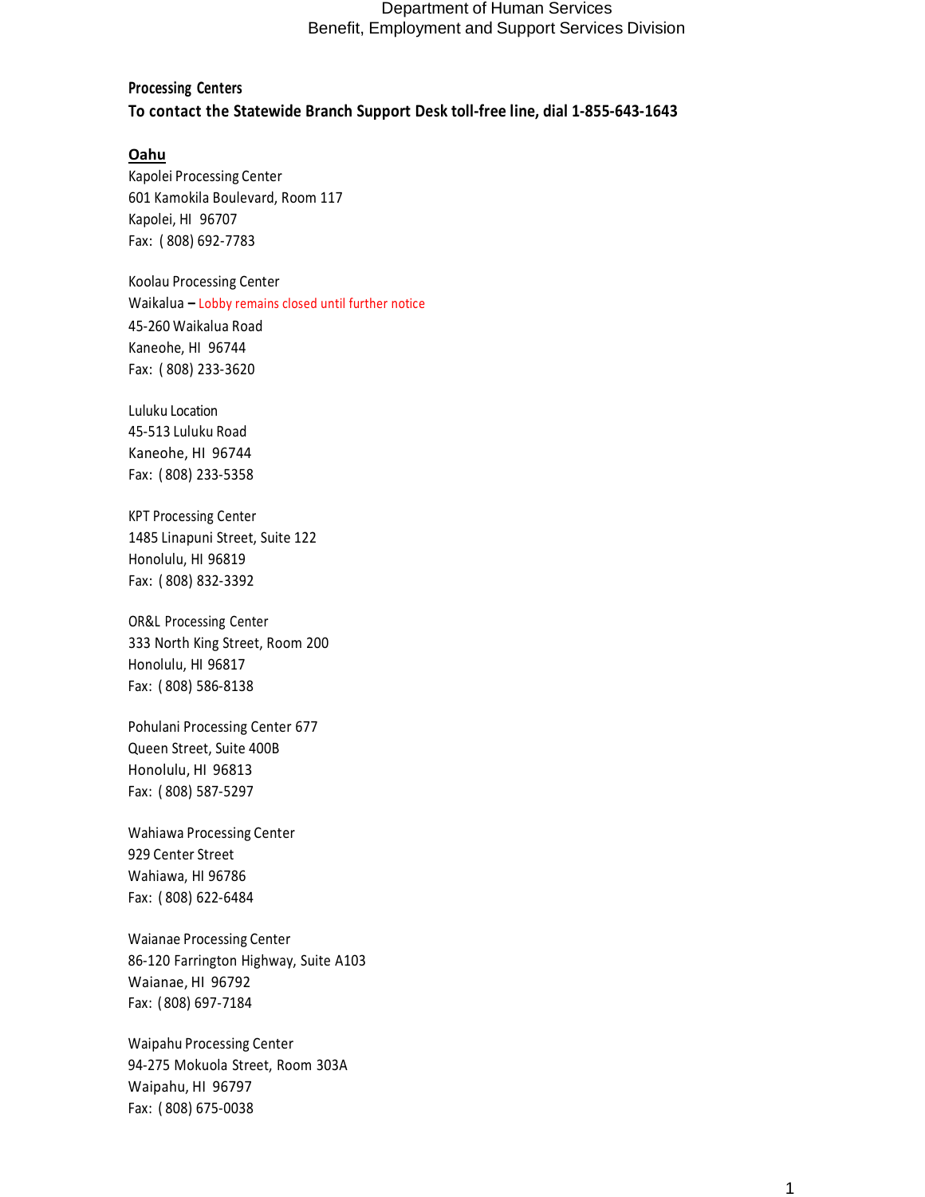Department of Human Services
Benefit, Employment and Support Services Division

## Processing Centers

**To contact the Statewide Branch Support Desk toll-free line, dial 1-855-643-1643**

### Oahu

Kapolei Processing Center
601 Kamokila Boulevard, Room 117
Kapolei, HI 96707
Fax: ( 808) 692-7783

Koolau Processing Center
Waikalua – Lobby remains closed until further notice
45-260 Waikalua Road
Kaneohe, HI 96744
Fax: ( 808) 233-3620

Luluku Location
45-513 Luluku Road
Kaneohe, HI 96744
Fax: ( 808) 233-5358

KPT Processing Center
1485 Linapuni Street, Suite 122
Honolulu, HI 96819
Fax: ( 808) 832-3392

OR&L Processing Center
333 North King Street, Room 200
Honolulu, HI 96817
Fax: ( 808) 586-8138

Pohulani Processing Center 677
Queen Street, Suite 400B
Honolulu, HI 96813
Fax: ( 808) 587-5297

Wahiawa Processing Center
929 Center Street
Wahiawa, HI 96786
Fax: ( 808) 622-6484

Waianae Processing Center
86-120 Farrington Highway, Suite A103
Waianae, HI 96792
Fax: (808) 697-7184

Waipahu Processing Center
94-275 Mokuola Street, Room 303A
Waipahu, HI 96797
Fax: ( 808) 675-0038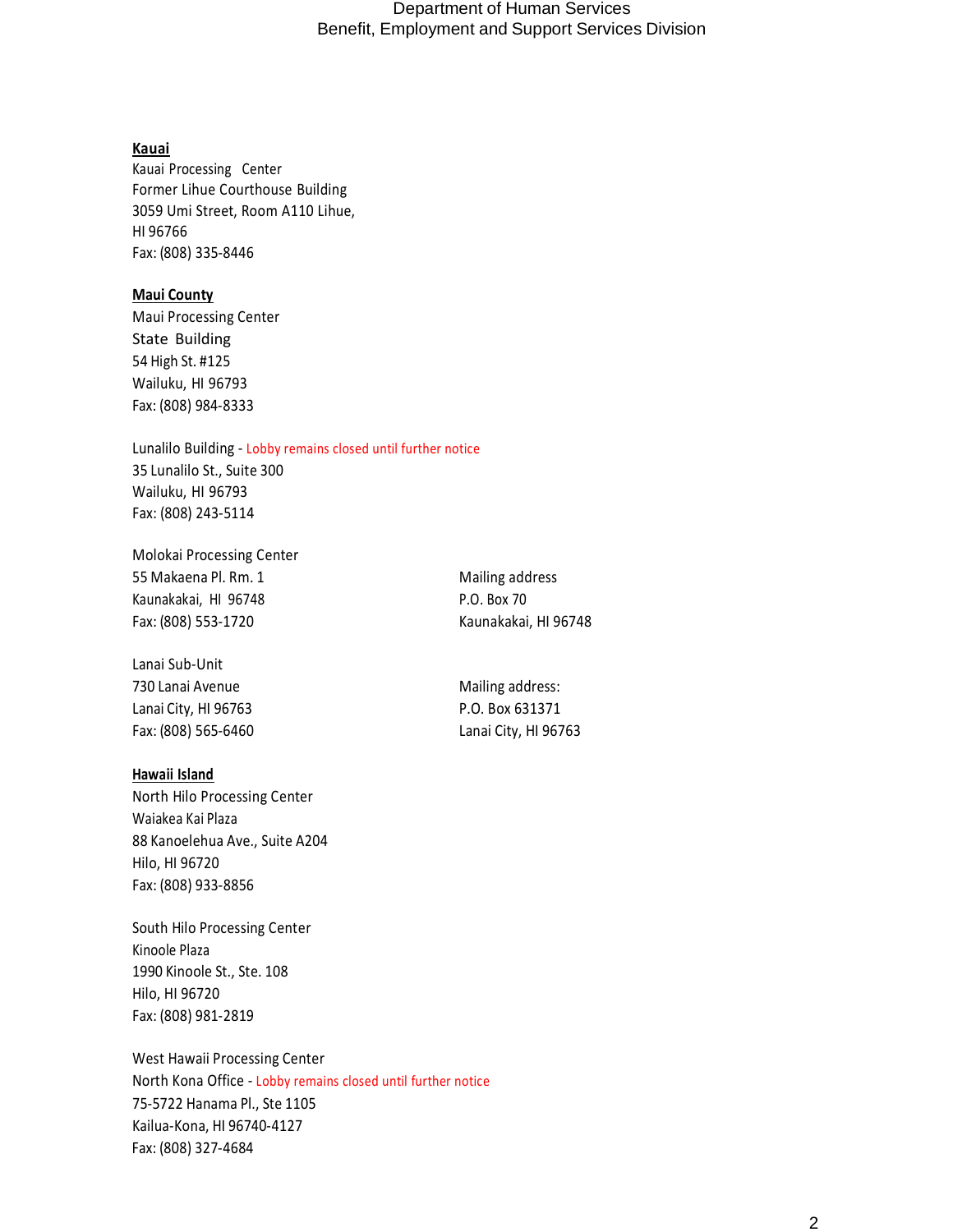**Kauai**

Kauai Processing Center
Former Lihue Courthouse Building
3059 Umi Street, Room A110 Lihue,
HI 96766
Fax: (808) 335-8446

**Maui County**

Maui Processing Center
State Building
54 High St. #125
Wailuku, HI 96793
Fax: (808) 984-8333

Lunalilo Building - Lobby remains closed until further notice
35 Lunalilo St., Suite 300
Wailuku, HI 96793
Fax: (808) 243-5114

Molokai Processing Center
55 Makaena Pl. Rm. 1
Kaunakakai, HI 96748
Fax: (808) 553-1720

Mailing address
P.O. Box 70
Kaunakakai, HI 96748

Lanai Sub-Unit
730 Lanai Avenue
Lanai City, HI 96763
Fax: (808) 565-6460

Mailing address:
P.O. Box 631371
Lanai City, HI 96763

**Hawaii Island**

North Hilo Processing Center
Waiakea Kai Plaza
88 Kanoelehua Ave., Suite A204
Hilo, HI 96720
Fax: (808) 933-8856

South Hilo Processing Center
Kinoole Plaza
1990 Kinoole St., Ste. 108
Hilo, HI 96720
Fax: (808) 981-2819

West Hawaii Processing Center
North Kona Office - Lobby remains closed until further notice
75-5722 Hanama Pl., Ste 1105
Kailua-Kona, HI 96740-4127
Fax: (808) 327-4684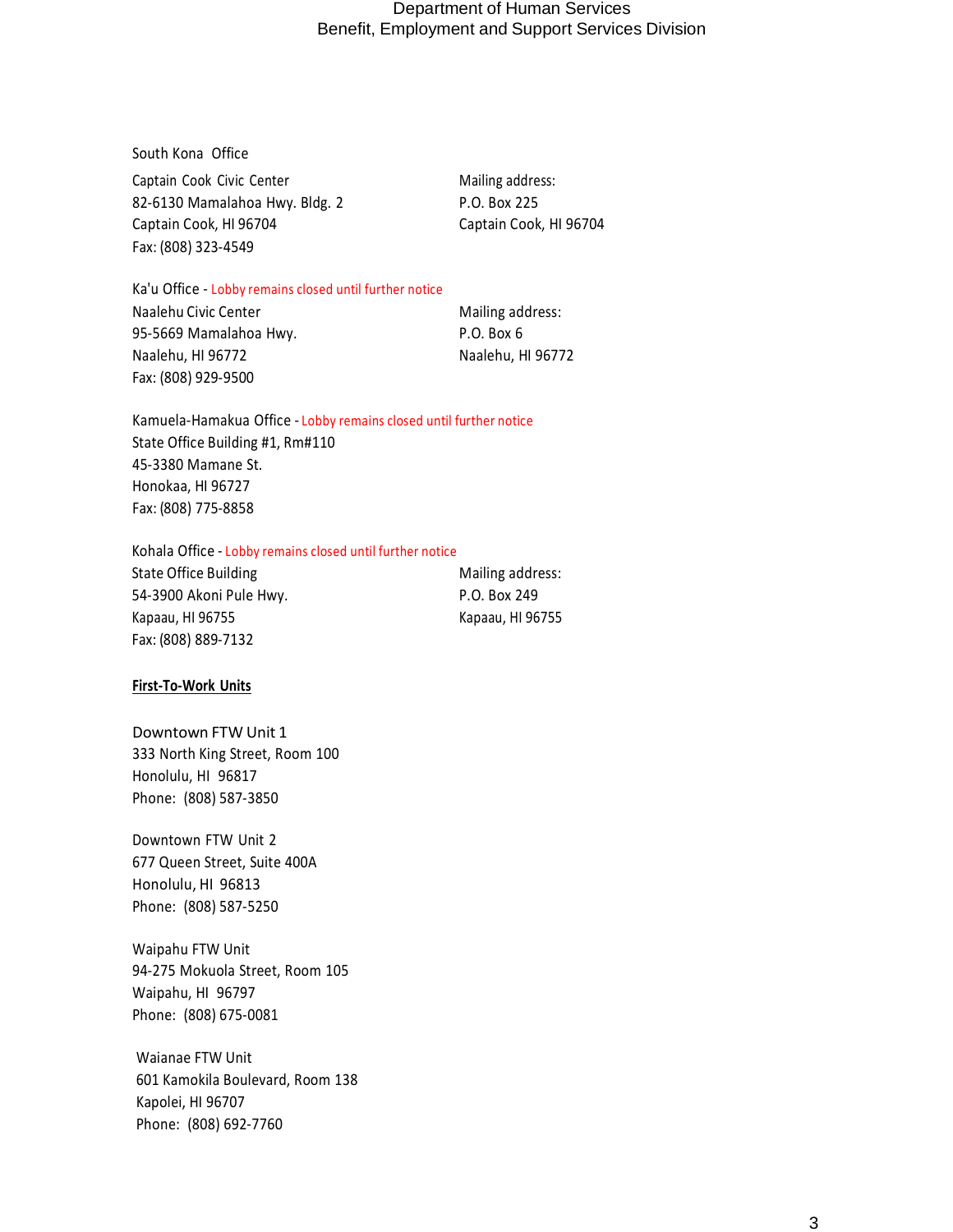South Kona Office

Captain Cook Civic Center
82-6130 Mamalahoa Hwy. Bldg. 2
Captain Cook, HI 96704
Fax: (808) 323-4549

Mailing address:
P.O. Box 225
Captain Cook, HI 96704

Ka'u Office - Lobby remains closed until further notice

Naalehu Civic Center
95-5669 Mamalahoa Hwy.
Naalehu, HI 96772
Fax: (808) 929-9500

Mailing address:
P.O. Box 6
Naalehu, HI 96772

Kamuela-Hamakua Office - Lobby remains closed until further notice

State Office Building #1, Rm#110
45-3380 Mamane St.
Honokaa, HI 96727
Fax: (808) 775-8858

Kohala Office - Lobby remains closed until further notice

State Office Building
54-3900 Akoni Pule Hwy.
Kapaau, HI 96755
Fax: (808) 889-7132

Mailing address:
P.O. Box 249
Kapaau, HI 96755

**First-To-Work Units**

Downtown FTW Unit 1
333 North King Street, Room 100
Honolulu, HI 96817
Phone: (808) 587-3850

Downtown FTW Unit 2
677 Queen Street, Suite 400A
Honolulu, HI 96813
Phone: (808) 587-5250

Waipahu FTW Unit
94-275 Mokuola Street, Room 105
Waipahu, HI 96797
Phone: (808) 675-0081

Waianae FTW Unit
601 Kamokila Boulevard, Room 138
Kapolei, HI 96707
Phone: (808) 692-7760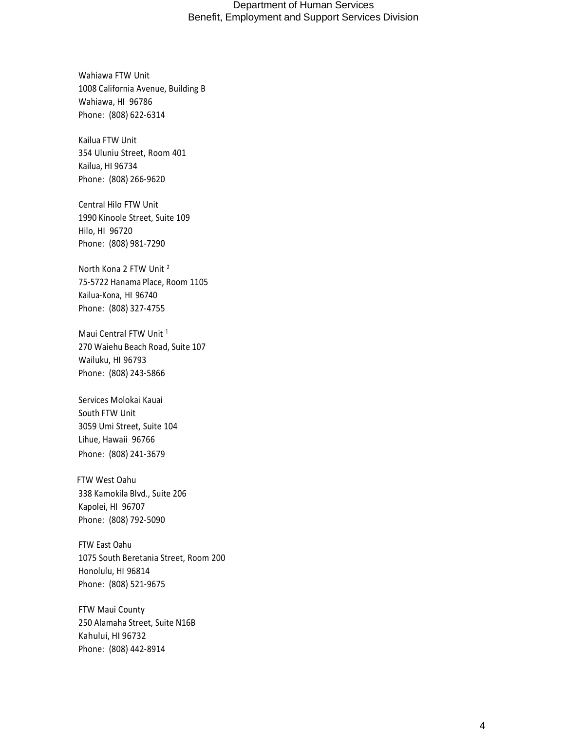Wahiawa FTW Unit
1008 California Avenue, Building B
Wahiawa, HI 96786
Phone: (808) 622-6314

Kailua FTW Unit
354 Uluniu Street, Room 401
Kailua, HI 96734
Phone: (808) 266-9620

Central Hilo FTW Unit
1990 Kinoole Street, Suite 109
Hilo, HI 96720
Phone: (808) 981-7290

North Kona 2 FTW Unit [2]
75-5722 Hanama Place, Room 1105
Kailua-Kona, HI 96740
Phone: (808) 327-4755

Maui Central FTW Unit [1]
270 Waiehu Beach Road, Suite 107
Wailuku, HI 96793
Phone: (808) 243-5866

Services Molokai Kauai
South FTW Unit
3059 Umi Street, Suite 104
Lihue, Hawaii 96766
Phone: (808) 241-3679

FTW West Oahu
338 Kamokila Blvd., Suite 206
Kapolei, HI 96707
Phone: (808) 792-5090

FTW East Oahu
1075 South Beretania Street, Room 200
Honolulu, HI 96814
Phone: (808) 521-9675

FTW Maui County
250 Alamaha Street, Suite N16B
Kahului, HI 96732
Phone: (808) 442-8914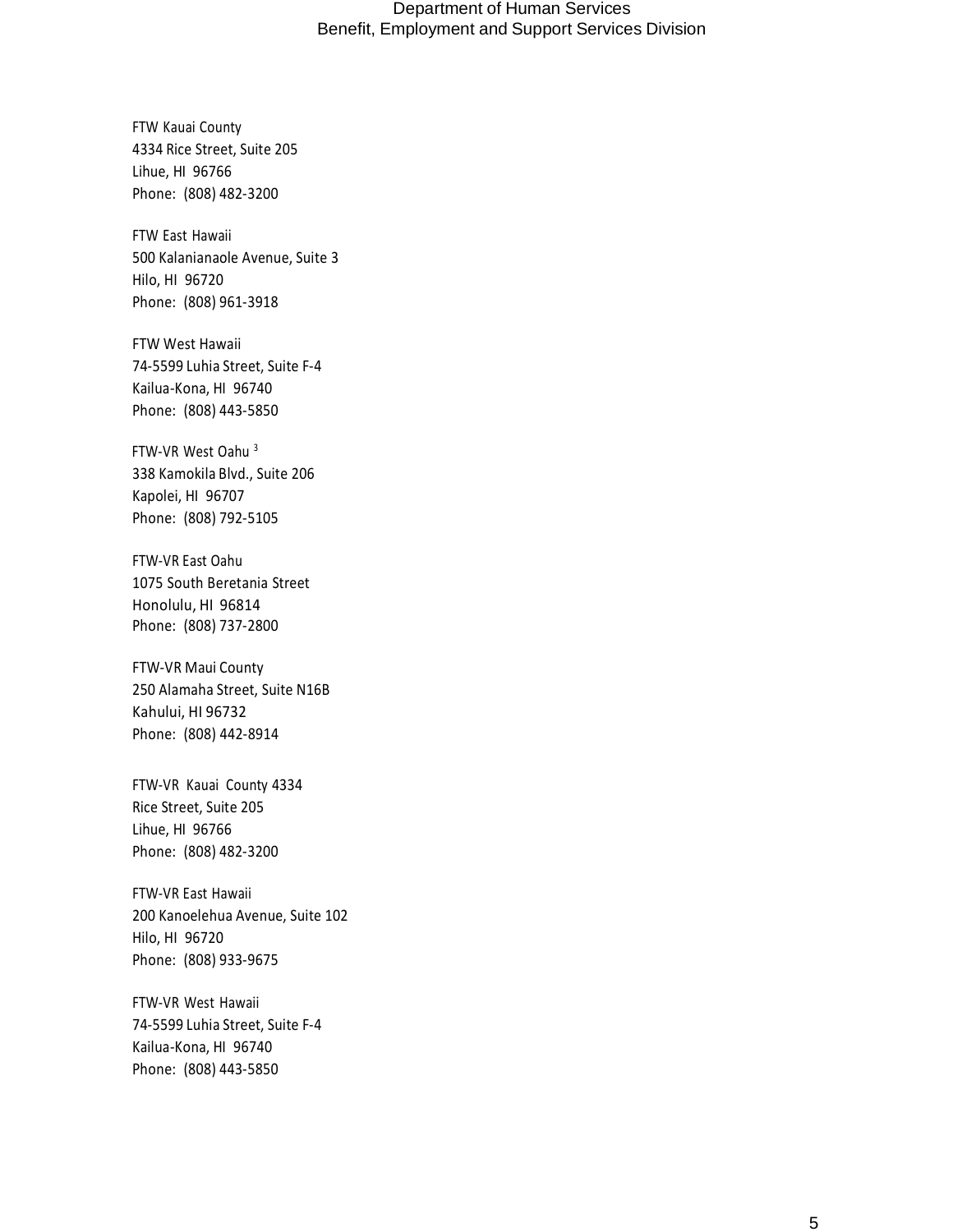FTW Kauai County
4334 Rice Street, Suite 205
Lihue, HI 96766
Phone: (808) 482-3200

FTW East Hawaii
500 Kalanianaole Avenue, Suite 3
Hilo, HI 96720
Phone: (808) 961-3918

FTW West Hawaii
74-5599 Luhia Street, Suite F-4
Kailua-Kona, HI 96740
Phone: (808) 443-5850

FTW-VR West Oahu [3]
338 Kamokila Blvd., Suite 206
Kapolei, HI 96707
Phone: (808) 792-5105

FTW-VR East Oahu
1075 South Beretania Street
Honolulu, HI 96814
Phone: (808) 737-2800

FTW-VR Maui County
250 Alamaha Street, Suite N16B
Kahului, HI 96732
Phone: (808) 442-8914

FTW-VR Kauai County 4334
Rice Street, Suite 205
Lihue, HI 96766
Phone: (808) 482-3200

FTW-VR East Hawaii
200 Kanoelehua Avenue, Suite 102
Hilo, HI 96720
Phone: (808) 933-9675

FTW-VR West Hawaii
74-5599 Luhia Street, Suite F-4
Kailua-Kona, HI 96740
Phone: (808) 443-5850